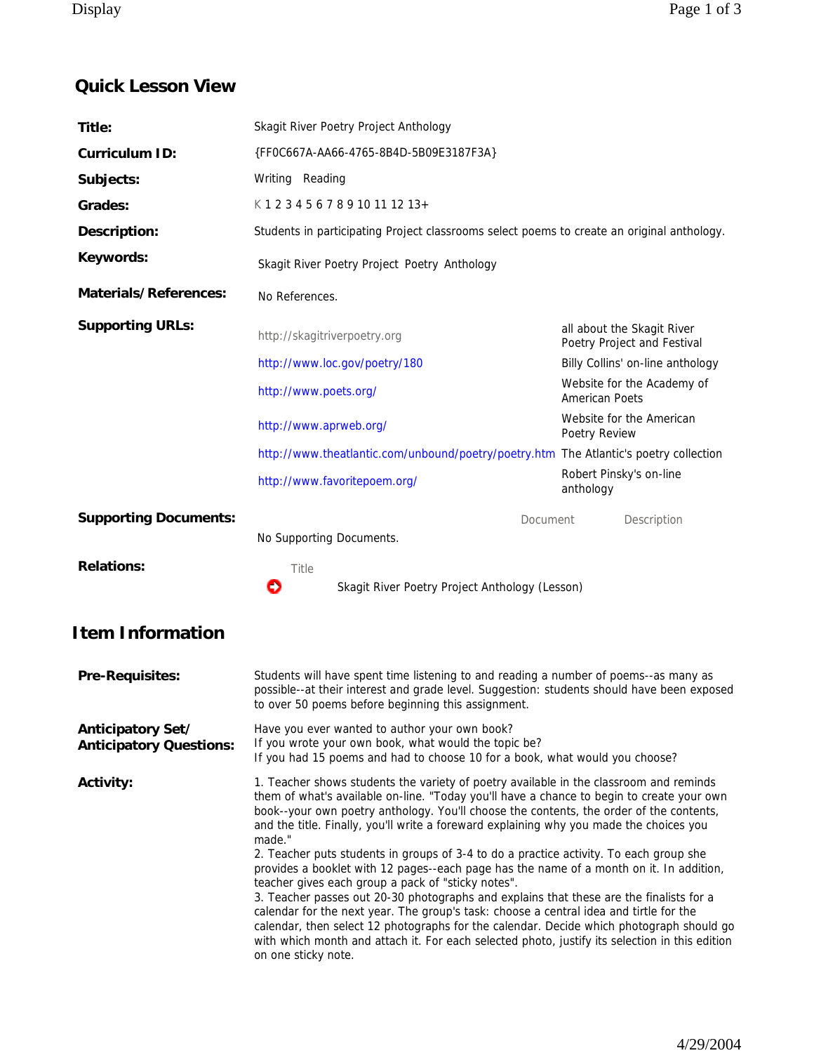## Quick Lesson View

| | |
|---|---|
| **Title:** | Skagit River Poetry Project Anthology |
| **Curriculum ID:** | {FF0C667A-AA66-4765-8B4D-5B09E3187F3A} |
| **Subjects:** | Writing Reading |
| **Grades:** | K 1 2 3 4 5 6 7 8 9 10 11 12 13+ |
| **Description:** | Students in participating Project classrooms select poems to create an original anthology. |
| **Keywords:** | Skagit River Poetry Project Poetry Anthology |
| **Materials/References:** | No References. |

**Supporting URLs:**

| | |
|---|---|
| http://skagitriverpoetry.org | all about the Skagit River Poetry Project and Festival |
| http://www.loc.gov/poetry/180 | Billy Collins' on-line anthology |
| http://www.poets.org/ | Website for the Academy of American Poets |
| http://www.aprweb.org/ | Website for the American Poetry Review |
| http://www.theatlantic.com/unbound/poetry/poetry.htm | The Atlantic's poetry collection |
| http://www.favoritepoem.org/ | Robert Pinsky's on-line anthology |

**Supporting Documents:**

| Document | Description |
|---|---|
| No Supporting Documents. | |

**Relations:**

| Title |
|---|
| Skagit River Poetry Project Anthology (Lesson) |

## Item Information

**Pre-Requisites:** Students will have spent time listening to and reading a number of poems--as many as possible--at their interest and grade level. Suggestion: students should have been exposed to over 50 poems before beginning this assignment.

**Anticipatory Set/ Anticipatory Questions:**
Have you ever wanted to author your own book?
If you wrote your own book, what would the topic be?
If you had 15 poems and had to choose 10 for a book, what would you choose?

**Activity:**
1. Teacher shows students the variety of poetry available in the classroom and reminds them of what's available on-line. "Today you'll have a chance to begin to create your own book--your own poetry anthology. You'll choose the contents, the order of the contents, and the title. Finally, you'll write a foreward explaining why you made the choices you made."
2. Teacher puts students in groups of 3-4 to do a practice activity. To each group she provides a booklet with 12 pages--each page has the name of a month on it. In addition, teacher gives each group a pack of "sticky notes".
3. Teacher passes out 20-30 photographs and explains that these are the finalists for a calendar for the next year. The group's task: choose a central idea and tirtle for the calendar, then select 12 photographs for the calendar. Decide which photograph should go with which month and attach it. For each selected photo, justify its selection in this edition on one sticky note.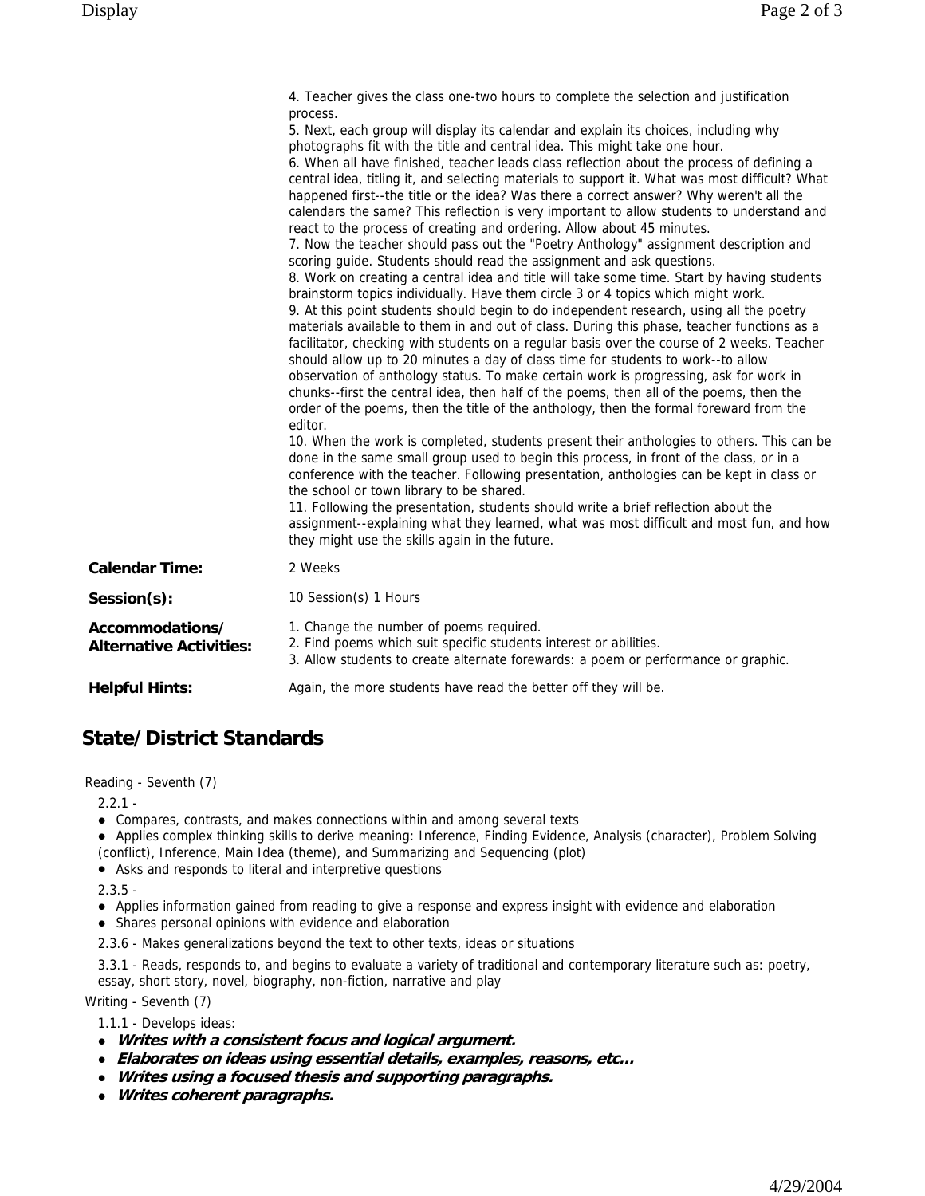4. Teacher gives the class one-two hours to complete the selection and justification process.
5. Next, each group will display its calendar and explain its choices, including why photographs fit with the title and central idea. This might take one hour.
6. When all have finished, teacher leads class reflection about the process of defining a central idea, titling it, and selecting materials to support it. What was most difficult? What happened first--the title or the idea? Was there a correct answer? Why weren't all the calendars the same? This reflection is very important to allow students to understand and react to the process of creating and ordering. Allow about 45 minutes.
7. Now the teacher should pass out the "Poetry Anthology" assignment description and scoring guide. Students should read the assignment and ask questions.
8. Work on creating a central idea and title will take some time. Start by having students brainstorm topics individually. Have them circle 3 or 4 topics which might work.
9. At this point students should begin to do independent research, using all the poetry materials available to them in and out of class. During this phase, teacher functions as a facilitator, checking with students on a regular basis over the course of 2 weeks. Teacher should allow up to 20 minutes a day of class time for students to work--to allow observation of anthology status. To make certain work is progressing, ask for work in chunks--first the central idea, then half of the poems, then all of the poems, then the order of the poems, then the title of the anthology, then the formal foreward from the editor.
10. When the work is completed, students present their anthologies to others. This can be done in the same small group used to begin this process, in front of the class, or in a conference with the teacher. Following presentation, anthologies can be kept in class or the school or town library to be shared.
11. Following the presentation, students should write a brief reflection about the assignment--explaining what they learned, what was most difficult and most fun, and how they might use the skills again in the future.

| | |
|---|---|
| **Calendar Time:** | 2 Weeks |
| **Session(s):** | 10 Session(s) 1 Hours |
| **Accommodations/ Alternative Activities:** | 1. Change the number of poems required.<br>2. Find poems which suit specific students interest or abilities.<br>3. Allow students to create alternate forewards: a poem or performance or graphic. |
| **Helpful Hints:** | Again, the more students have read the better off they will be. |

## State/District Standards

Reading - Seventh (7)

2.2.1 -

- Compares, contrasts, and makes connections within and among several texts
- Applies complex thinking skills to derive meaning: Inference, Finding Evidence, Analysis (character), Problem Solving (conflict), Inference, Main Idea (theme), and Summarizing and Sequencing (plot)
- Asks and responds to literal and interpretive questions

2.3.5 -

- Applies information gained from reading to give a response and express insight with evidence and elaboration
- Shares personal opinions with evidence and elaboration

2.3.6 - Makes generalizations beyond the text to other texts, ideas or situations

3.3.1 - Reads, responds to, and begins to evaluate a variety of traditional and contemporary literature such as: poetry, essay, short story, novel, biography, non-fiction, narrative and play

Writing - Seventh (7)

1.1.1 - Develops ideas:

- ***Writes with a consistent focus and logical argument.***
- ***Elaborates on ideas using essential details, examples, reasons, etc...***
- ***Writes using a focused thesis and supporting paragraphs.***
- ***Writes coherent paragraphs.***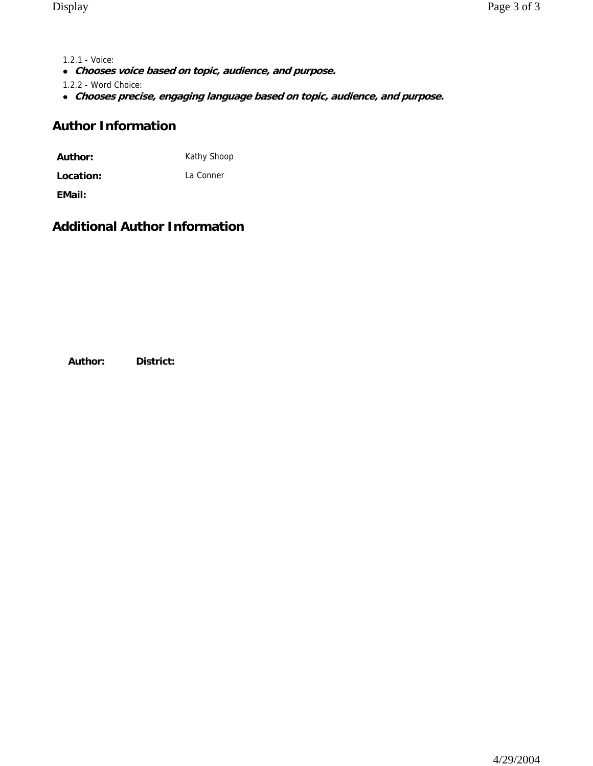1.2.1 - Voice:

- ***Chooses voice based on topic, audience, and purpose.***

1.2.2 - Word Choice:

- ***Chooses precise, engaging language based on topic, audience, and purpose.***

## Author Information

| | |
|---|---|
| **Author:** | Kathy Shoop |
| **Location:** | La Conner |
| **EMail:** | |

## Additional Author Information

**Author:** **District:**